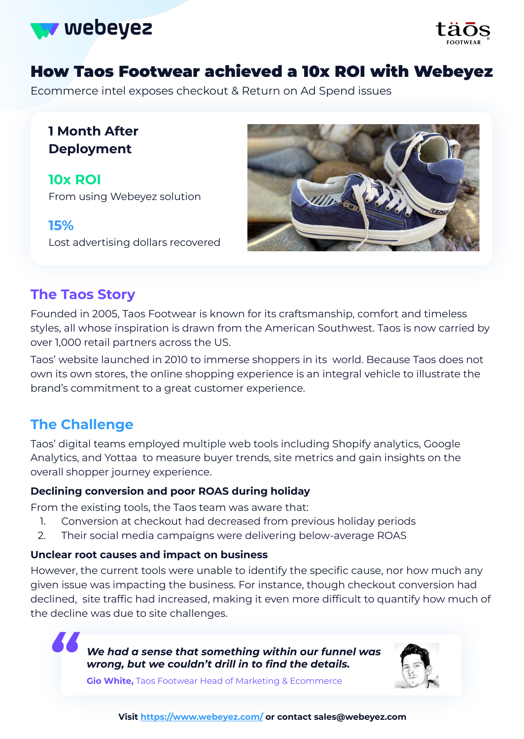# How Taos Footwear achieved a 10x ROI with Webeyez

Ecommerce intel exposes checkout & Return on Ad Spend issues

**1 Month After Deployment**

**10x ROI**
From using Webeyez solution

**15%**
Lost advertising dollars recovered

## The Taos Story

Founded in 2005, Taos Footwear is known for its craftsmanship, comfort and timeless styles, all whose inspiration is drawn from the American Southwest. Taos is now carried by over 1,000 retail partners across the US.

Taos' website launched in 2010 to immerse shoppers in its world. Because Taos does not own its own stores, the online shopping experience is an integral vehicle to illustrate the brand's commitment to a great customer experience.

## The Challenge

Taos' digital teams employed multiple web tools including Shopify analytics, Google Analytics, and Yottaa to measure buyer trends, site metrics and gain insights on the overall shopper journey experience.

### Declining conversion and poor ROAS during holiday

From the existing tools, the Taos team was aware that:

1. Conversion at checkout had decreased from previous holiday periods
2. Their social media campaigns were delivering below-average ROAS

### Unclear root causes and impact on business

However, the current tools were unable to identify the specific cause, nor how much any given issue was impacting the business. For instance, though checkout conversion had declined, site traffic had increased, making it even more difficult to quantify how much of the decline was due to site challenges.

> ***We had a sense that something within our funnel was wrong, but we couldn't drill in to find the details.***
>
> **Gio White,** Taos Footwear Head of Marketing & Ecommerce

**Visit https://www.webeyez.com/ or contact sales@webeyez.com**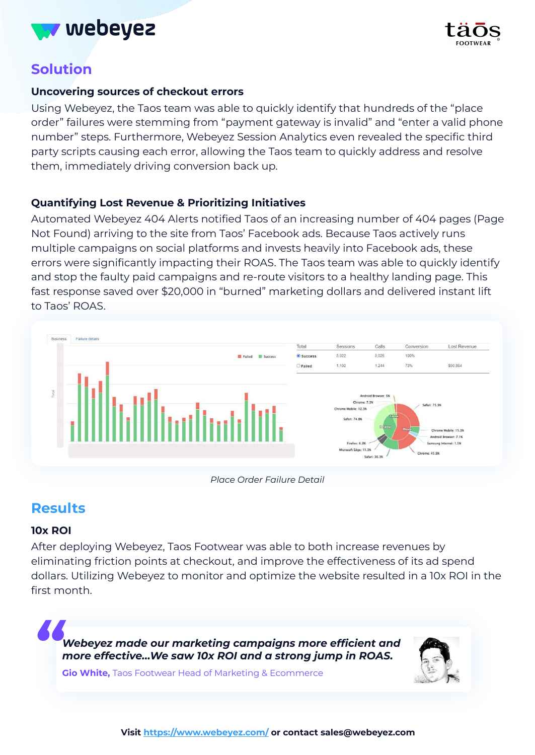## Solution

### Uncovering sources of checkout errors

Using Webeyez, the Taos team was able to quickly identify that hundreds of the "place order" failures were stemming from "payment gateway is invalid" and "enter a valid phone number" steps. Furthermore, Webeyez Session Analytics even revealed the specific third party scripts causing each error, allowing the Taos team to quickly address and resolve them, immediately driving conversion back up.

### Quantifying Lost Revenue & Prioritizing Initiatives

Automated Webeyez 404 Alerts notified Taos of an increasing number of 404 pages (Page Not Found) arriving to the site from Taos' Facebook ads. Because Taos actively runs multiple campaigns on social platforms and invests heavily into Facebook ads, these errors were significantly impacting their ROAS. The Taos team was able to quickly identify and stop the faulty paid campaigns and re-route visitors to a healthy landing page. This fast response saved over $20,000 in "burned" marketing dollars and delivered instant lift to Taos' ROAS.

Business
Failure details
Failed
Success
Total

| Total | Sessions | Calls | Conversion | Lost Revenue |
|---|---|---|---|---|
| Success | 5,022 | 5,026 | 100% | |
| Failed | 1,102 | 1,244 | 73% | $50,864 |

Android Browser: 5%
Chrome: 7.3%
Chrome Mobile: 12.3%
Safari: 74.8%
Safari: 75.3%
Tablet
Desktop
Phone
Chrome Mobile: 15.3%
Android Browser: 7.1%
Samsung Internet: 1.5%
Firefox: 6.3%
Microsoft Edge: 11.3%
Chrome: 45.9%
Safari: 36.3%

*Place Order Failure Detail*

## Results

### 10x ROI

After deploying Webeyez, Taos Footwear was able to both increase revenues by eliminating friction points at checkout, and improve the effectiveness of its ad spend dollars. Utilizing Webeyez to monitor and optimize the website resulted in a 10x ROI in the first month.

> ***Webeyez made our marketing campaigns more efficient and more effective...We saw 10x ROI and a strong jump in ROAS.***
>
> **Gio White,** Taos Footwear Head of Marketing & Ecommerce

**Visit https://www.webeyez.com/ or contact sales@webeyez.com**